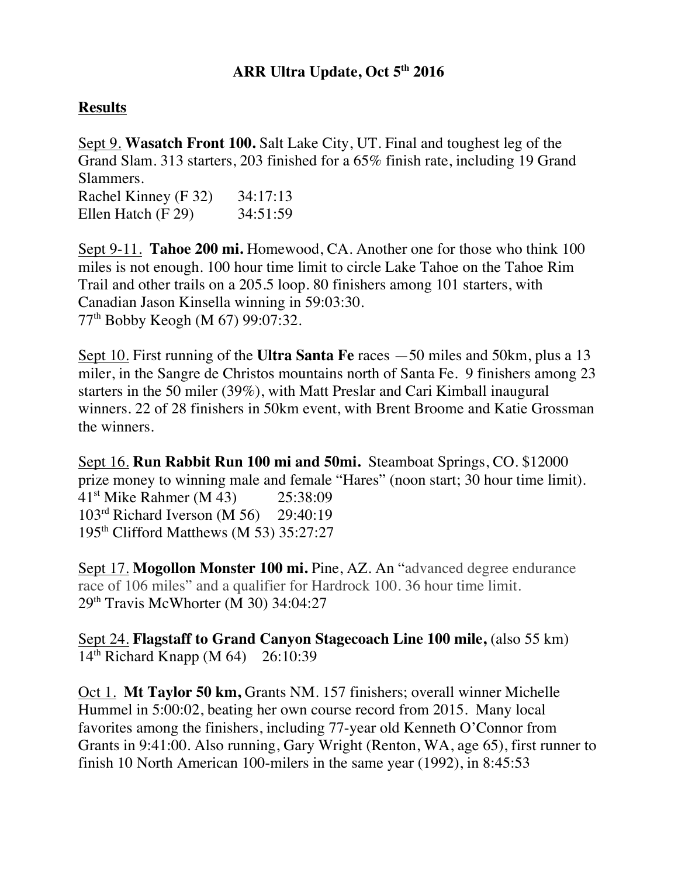# ARR Ultra Update, Oct 5th 2016

## Results

Sept 9. **Wasatch Front 100.** Salt Lake City, UT. Final and toughest leg of the Grand Slam. 313 starters, 203 finished for a 65% finish rate, including 19 Grand Slammers.

Rachel Kinney (F 32) 34:17:13
Ellen Hatch (F 29) 34:51:59

Sept 9-11. **Tahoe 200 mi.** Homewood, CA. Another one for those who think 100 miles is not enough. 100 hour time limit to circle Lake Tahoe on the Tahoe Rim Trail and other trails on a 205.5 loop. 80 finishers among 101 starters, with Canadian Jason Kinsella winning in 59:03:30.

77th Bobby Keogh (M 67) 99:07:32.

Sept 10. First running of the **Ultra Santa Fe** races —50 miles and 50km, plus a 13 miler, in the Sangre de Christos mountains north of Santa Fe. 9 finishers among 23 starters in the 50 miler (39%), with Matt Preslar and Cari Kimball inaugural winners. 22 of 28 finishers in 50km event, with Brent Broome and Katie Grossman the winners.

Sept 16. **Run Rabbit Run 100 mi and 50mi.** Steamboat Springs, CO. $12000 prize money to winning male and female "Hares" (noon start; 30 hour time limit).

41st Mike Rahmer (M 43) 25:38:09
103rd Richard Iverson (M 56) 29:40:19
195th Clifford Matthews (M 53) 35:27:27

Sept 17. **Mogollon Monster 100 mi.** Pine, AZ. An "advanced degree endurance race of 106 miles" and a qualifier for Hardrock 100. 36 hour time limit.

29th Travis McWhorter (M 30) 34:04:27

Sept 24. **Flagstaff to Grand Canyon Stagecoach Line 100 mile,** (also 55 km)

14th Richard Knapp (M 64) 26:10:39

Oct 1. **Mt Taylor 50 km,** Grants NM. 157 finishers; overall winner Michelle Hummel in 5:00:02, beating her own course record from 2015. Many local favorites among the finishers, including 77-year old Kenneth O'Connor from Grants in 9:41:00. Also running, Gary Wright (Renton, WA, age 65), first runner to finish 10 North American 100-milers in the same year (1992), in 8:45:53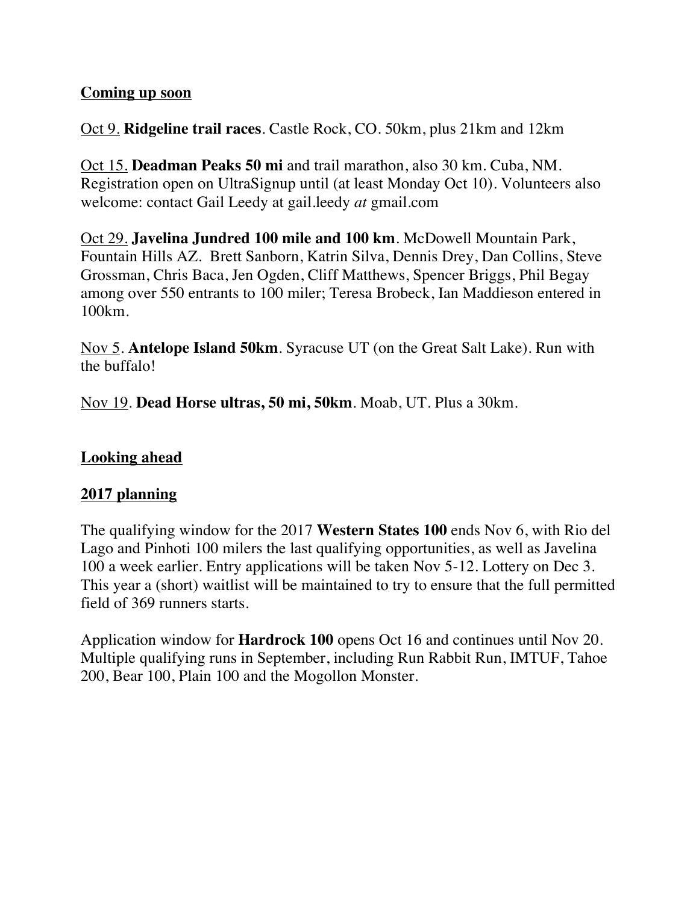**Coming up soon**

Oct 9. **Ridgeline trail races**. Castle Rock, CO. 50km, plus 21km and 12km

Oct 15. **Deadman Peaks 50 mi** and trail marathon, also 30 km. Cuba, NM. Registration open on UltraSignup until (at least Monday Oct 10). Volunteers also welcome: contact Gail Leedy at gail.leedy *at* gmail.com

Oct 29. **Javelina Jundred 100 mile and 100 km**. McDowell Mountain Park, Fountain Hills AZ. Brett Sanborn, Katrin Silva, Dennis Drey, Dan Collins, Steve Grossman, Chris Baca, Jen Ogden, Cliff Matthews, Spencer Briggs, Phil Begay among over 550 entrants to 100 miler; Teresa Brobeck, Ian Maddieson entered in 100km.

Nov 5. **Antelope Island 50km**. Syracuse UT (on the Great Salt Lake). Run with the buffalo!

Nov 19. **Dead Horse ultras, 50 mi, 50km**. Moab, UT. Plus a 30km.

**Looking ahead**

**2017 planning**

The qualifying window for the 2017 **Western States 100** ends Nov 6, with Rio del Lago and Pinhoti 100 milers the last qualifying opportunities, as well as Javelina 100 a week earlier. Entry applications will be taken Nov 5-12. Lottery on Dec 3. This year a (short) waitlist will be maintained to try to ensure that the full permitted field of 369 runners starts.

Application window for **Hardrock 100** opens Oct 16 and continues until Nov 20. Multiple qualifying runs in September, including Run Rabbit Run, IMTUF, Tahoe 200, Bear 100, Plain 100 and the Mogollon Monster.